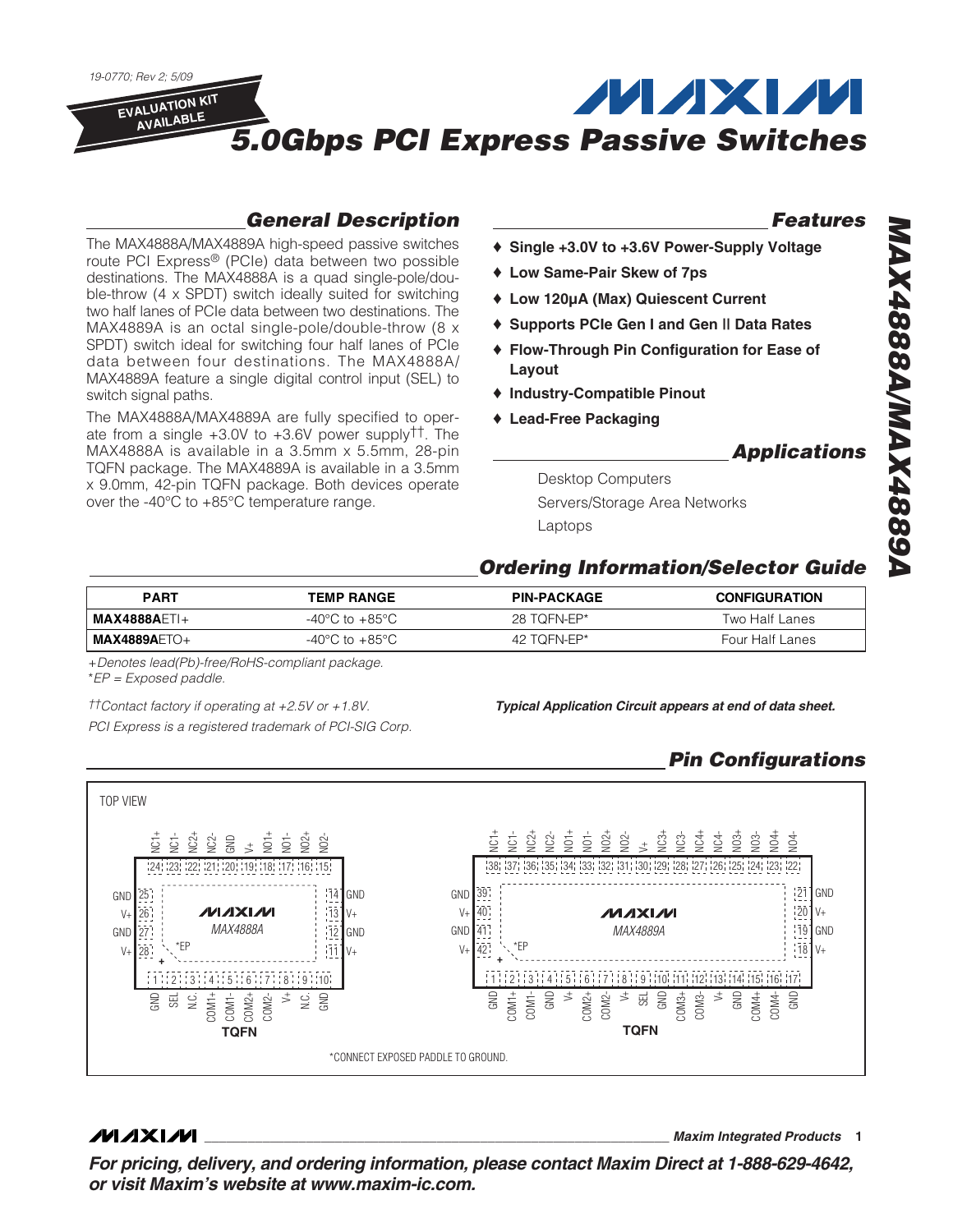19-0770; Rev 2; 5/09

EVALUATION KIT AVAILABLE

# 5.0Gbps PCI Express Passive Switches

## General Description

The MAX4888A/MAX4889A high-speed passive switches route PCI Express® (PCIe) data between two possible destinations. The MAX4888A is a quad single-pole/double-throw (4 x SPDT) switch ideally suited for switching two half lanes of PCIe data between two destinations. The MAX4889A is an octal single-pole/double-throw (8 x SPDT) switch ideal for switching four half lanes of PCIe data between four destinations. The MAX4888A/MAX4889A feature a single digital control input (SEL) to switch signal paths.

The MAX4888A/MAX4889A are fully specified to operate from a single +3.0V to +3.6V power supply††. The MAX4888A is available in a 3.5mm x 5.5mm, 28-pin TQFN package. The MAX4889A is available in a 3.5mm x 9.0mm, 42-pin TQFN package. Both devices operate over the -40°C to +85°C temperature range.

## Features

- ♦ Single +3.0V to +3.6V Power-Supply Voltage
- ♦ Low Same-Pair Skew of 7ps
- ♦ Low 120µA (Max) Quiescent Current
- ♦ Supports PCIe Gen I and Gen II Data Rates
- ♦ Flow-Through Pin Configuration for Ease of Layout
- ♦ Industry-Compatible Pinout
- ♦ Lead-Free Packaging

## Applications

Desktop Computers

Servers/Storage Area Networks

Laptops

## Ordering Information/Selector Guide

| PART | TEMP RANGE | PIN-PACKAGE | CONFIGURATION |
|---|---|---|---|
| **MAX4888A**ETI+ | -40°C to +85°C | 28 TQFN-EP* | Two Half Lanes |
| **MAX4889A**ETO+ | -40°C to +85°C | 42 TQFN-EP* | Four Half Lanes |

*+Denotes lead(Pb)-free/RoHS-compliant package.*
*\*EP = Exposed paddle.*

*††Contact factory if operating at +2.5V or +1.8V.*

*PCI Express is a registered trademark of PCI-SIG Corp.*

***Typical Application Circuit appears at end of data sheet.***

## Pin Configurations

TOP VIEW

**MAX4888A (TQFN)**

Top (pins 24 to 15): NC1+ (24), NC1- (23), NC2+ (22), NC2- (21), GND (20), V+ (19), NO1+ (18), NO1- (17), NO2+ (16), NO2- (15)

Left (pins 25 to 28): GND (25), V+ (26), GND (27), V+ (28)

Right (pins 14 to 11): GND (14), V+ (13), GND (12), V+ (11)

Bottom (pins 1 to 10): GND (1), SEL (2), N.C. (3), COM1+ (4), COM1- (5), COM2+ (6), COM2- (7), V+ (8), N.C. (9), GND (10)

**MAX4889A (TQFN)**

Top (pins 38 to 22): NC1+ (38), NC1- (37), NC2+ (36), NC2- (35), NO1+ (34), NO1- (33), NO2+ (32), NO2- (31), V+ (30), NC3+ (29), NC3- (28), NC4+ (27), NC4- (26), NO3+ (25), NO3- (24), NO4+ (23), NO4- (22)

Left (pins 39 to 42): GND (39), V+ (40), GND (41), V+ (42)

Right (pins 21 to 18): GND (21), V+ (20), GND (19), V+ (18)

Bottom (pins 1 to 17): GND (1), COM1+ (2), COM1- (3), GND (4), V+ (5), COM2+ (6), COM2- (7), V+ (8), SEL (9), GND (10), COM3+ (11), COM3- (12), V+ (13), GND (14), COM4+ (15), COM4- (16), GND (17)

*CONNECT EXPOSED PADDLE TO GROUND.

Maxim Integrated Products

**For pricing, delivery, and ordering information, please contact Maxim Direct at 1-888-629-4642, or visit Maxim's website at www.maxim-ic.com.**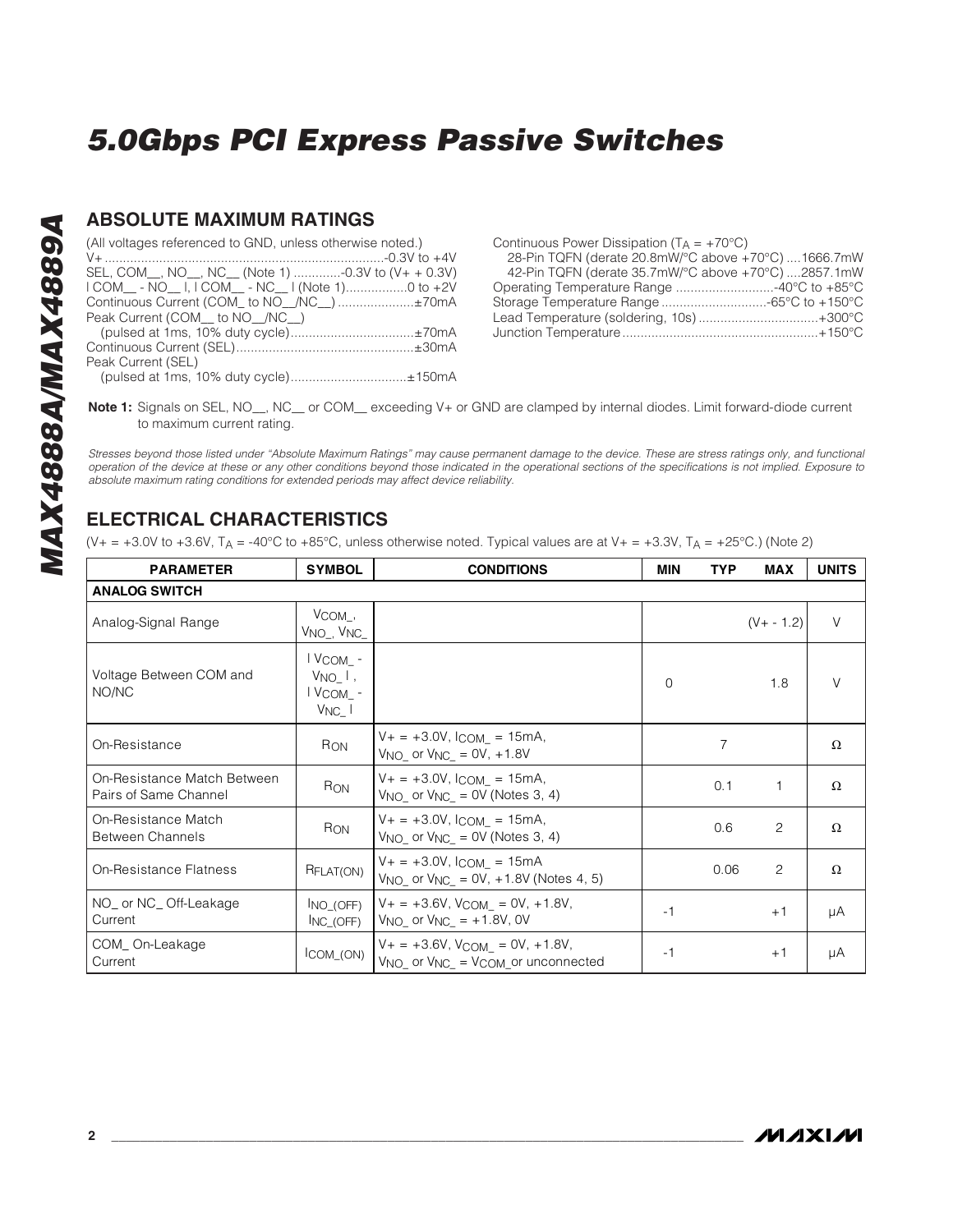# 5.0Gbps PCI Express Passive Switches

## ABSOLUTE MAXIMUM RATINGS

(All voltages referenced to GND, unless otherwise noted.)

V+ ...............................................................................-0.3V to +4V
SEL, COM__, NO__, NC__ (Note 1) .............-0.3V to (V+ + 0.3V)
| COM__ - NO__ |, | COM__ - NC__ | (Note 1).................0 to +2V
Continuous Current (COM_ to NO__/NC__) .....................±70mA
Peak Current (COM__ to NO__/NC__)
(pulsed at 1ms, 10% duty cycle)..................................±70mA
Continuous Current (SEL).................................................±30mA
Peak Current (SEL)
(pulsed at 1ms, 10% duty cycle)................................±150mA

Continuous Power Dissipation ($T_A$ = +70°C)
28-Pin TQFN (derate 20.8mW/°C above +70°C) ....1666.7mW
42-Pin TQFN (derate 35.7mW/°C above +70°C) ....2857.1mW
Operating Temperature Range ...........................-40°C to +85°C
Storage Temperature Range .............................-65°C to +150°C
Lead Temperature (soldering, 10s) .................................+300°C
Junction Temperature......................................................+150°C

**Note 1:** Signals on SEL, NO__, NC__ or COM__ exceeding V+ or GND are clamped by internal diodes. Limit forward-diode current to maximum current rating.

*Stresses beyond those listed under "Absolute Maximum Ratings" may cause permanent damage to the device. These are stress ratings only, and functional operation of the device at these or any other conditions beyond those indicated in the operational sections of the specifications is not implied. Exposure to absolute maximum rating conditions for extended periods may affect device reliability.*

## ELECTRICAL CHARACTERISTICS

(V+ = +3.0V to +3.6V, $T_A$ = -40°C to +85°C, unless otherwise noted. Typical values are at V+ = +3.3V, $T_A$ = +25°C.) (Note 2)

| PARAMETER | SYMBOL | CONDITIONS | MIN | TYP | MAX | UNITS |
|---|---|---|---|---|---|---|
| **ANALOG SWITCH** | | | | | | |
| Analog-Signal Range | $V_{COM\_}$, $V_{NO\_}$, $V_{NC\_}$ | | | | (V+ - 1.2) | V |
| Voltage Between COM and NO/NC | $\lvert V_{COM\_} - V_{NO\_} \rvert$, $\lvert V_{COM\_} - V_{NC\_} \rvert$ | | 0 | | 1.8 | V |
| On-Resistance | $R_{ON}$ | V+ = +3.0V, $I_{COM\_}$ = 15mA, $V_{NO\_}$ or $V_{NC\_}$ = 0V, +1.8V | | 7 | | Ω |
| On-Resistance Match Between Pairs of Same Channel | $R_{ON}$ | V+ = +3.0V, $I_{COM\_}$ = 15mA, $V_{NO\_}$ or $V_{NC\_}$ = 0V (Notes 3, 4) | | 0.1 | 1 | Ω |
| On-Resistance Match Between Channels | $R_{ON}$ | V+ = +3.0V, $I_{COM\_}$ = 15mA, $V_{NO\_}$ or $V_{NC\_}$ = 0V (Notes 3, 4) | | 0.6 | 2 | Ω |
| On-Resistance Flatness | $R_{FLAT(ON)}$ | V+ = +3.0V, $I_{COM\_}$ = 15mA $V_{NO\_}$ or $V_{NC\_}$ = 0V, +1.8V (Notes 4, 5) | | 0.06 | 2 | Ω |
| NO_ or NC_ Off-Leakage Current | $I_{NO\_(OFF)}$ $I_{NC\_(OFF)}$ | V+ = +3.6V, $V_{COM\_}$ = 0V, +1.8V, $V_{NO\_}$ or $V_{NC\_}$ = +1.8V, 0V | -1 | | +1 | µA |
| COM_ On-Leakage Current | $I_{COM\_(ON)}$ | V+ = +3.6V, $V_{COM\_}$ = 0V, +1.8V, $V_{NO\_}$ or $V_{NC\_}$ = $V_{COM\_}$ or unconnected | -1 | | +1 | µA |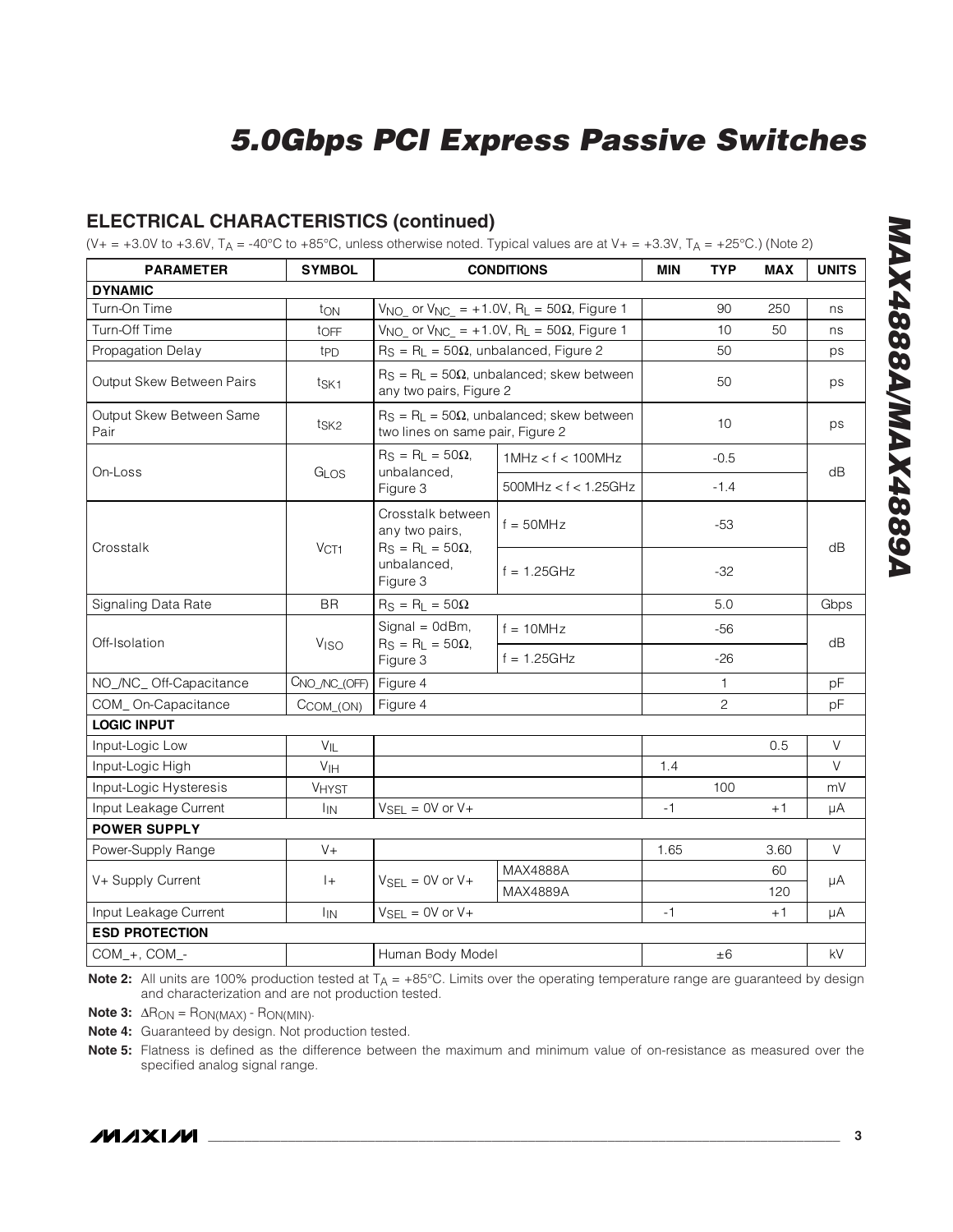# 5.0Gbps PCI Express Passive Switches

## ELECTRICAL CHARACTERISTICS (continued)

($V+ = +3.0V$ to $+3.6V$, $T_A = -40°C$ to $+85°C$, unless otherwise noted. Typical values are at $V+ = +3.3V$, $T_A = +25°C$.) (Note 2)

| PARAMETER | SYMBOL | CONDITIONS | | MIN | TYP | MAX | UNITS |
|---|---|---|---|---|---|---|---|
| **DYNAMIC** | | | | | | | |
| Turn-On Time | $t_{ON}$ | $V_{NO\_}$ or $V_{NC\_} = +1.0V$, $R_L = 50\Omega$, Figure 1 | | | 90 | 250 | ns |
| Turn-Off Time | $t_{OFF}$ | $V_{NO\_}$ or $V_{NC\_} = +1.0V$, $R_L = 50\Omega$, Figure 1 | | | 10 | 50 | ns |
| Propagation Delay | $t_{PD}$ | $R_S = R_L = 50\Omega$, unbalanced, Figure 2 | | | 50 | | ps |
| Output Skew Between Pairs | $t_{SK1}$ | $R_S = R_L = 50\Omega$, unbalanced; skew between any two pairs, Figure 2 | | | 50 | | ps |
| Output Skew Between Same Pair | $t_{SK2}$ | $R_S = R_L = 50\Omega$, unbalanced; skew between two lines on same pair, Figure 2 | | | 10 | | ps |
| On-Loss | $G_{LOS}$ | $R_S = R_L = 50\Omega$, unbalanced, Figure 3 | 1MHz < f < 100MHz | | -0.5 | | dB |
| | | | 500MHz < f < 1.25GHz | | -1.4 | | |
| Crosstalk | $V_{CT1}$ | Crosstalk between any two pairs, $R_S = R_L = 50\Omega$, unbalanced, Figure 3 | f = 50MHz | | -53 | | dB |
| | | | f = 1.25GHz | | -32 | | |
| Signaling Data Rate | BR | $R_S = R_L = 50\Omega$ | | | 5.0 | | Gbps |
| Off-Isolation | $V_{ISO}$ | Signal = 0dBm, $R_S = R_L = 50\Omega$, Figure 3 | f = 10MHz | | -56 | | dB |
| | | | f = 1.25GHz | | -26 | | |
| NO_/NC_ Off-Capacitance | $C_{NO\_/NC\_(OFF)}$ | Figure 4 | | | 1 | | pF |
| COM_ On-Capacitance | $C_{COM\_(ON)}$ | Figure 4 | | | 2 | | pF |
| **LOGIC INPUT** | | | | | | | |
| Input-Logic Low | $V_{IL}$ | | | | | 0.5 | V |
| Input-Logic High | $V_{IH}$ | | | 1.4 | | | V |
| Input-Logic Hysteresis | $V_{HYST}$ | | | | 100 | | mV |
| Input Leakage Current | $I_{IN}$ | $V_{SEL} = 0V$ or $V+$ | | -1 | | +1 | µA |
| **POWER SUPPLY** | | | | | | | |
| Power-Supply Range | V+ | | | 1.65 | | 3.60 | V |
| V+ Supply Current | I+ | $V_{SEL} = 0V$ or $V+$ | MAX4888A | | | 60 | µA |
| | | | MAX4889A | | | 120 | |
| Input Leakage Current | $I_{IN}$ | $V_{SEL} = 0V$ or $V+$ | | -1 | | +1 | µA |
| **ESD PROTECTION** | | | | | | | |
| COM_+, COM_- | | Human Body Model | | | ±6 | | kV |

**Note 2:** All units are 100% production tested at $T_A = +85°C$. Limits over the operating temperature range are guaranteed by design and characterization and are not production tested.

**Note 3:** $\Delta R_{ON} = R_{ON(MAX)} - R_{ON(MIN)}$.

**Note 4:** Guaranteed by design. Not production tested.

**Note 5:** Flatness is defined as the difference between the maximum and minimum value of on-resistance as measured over the specified analog signal range.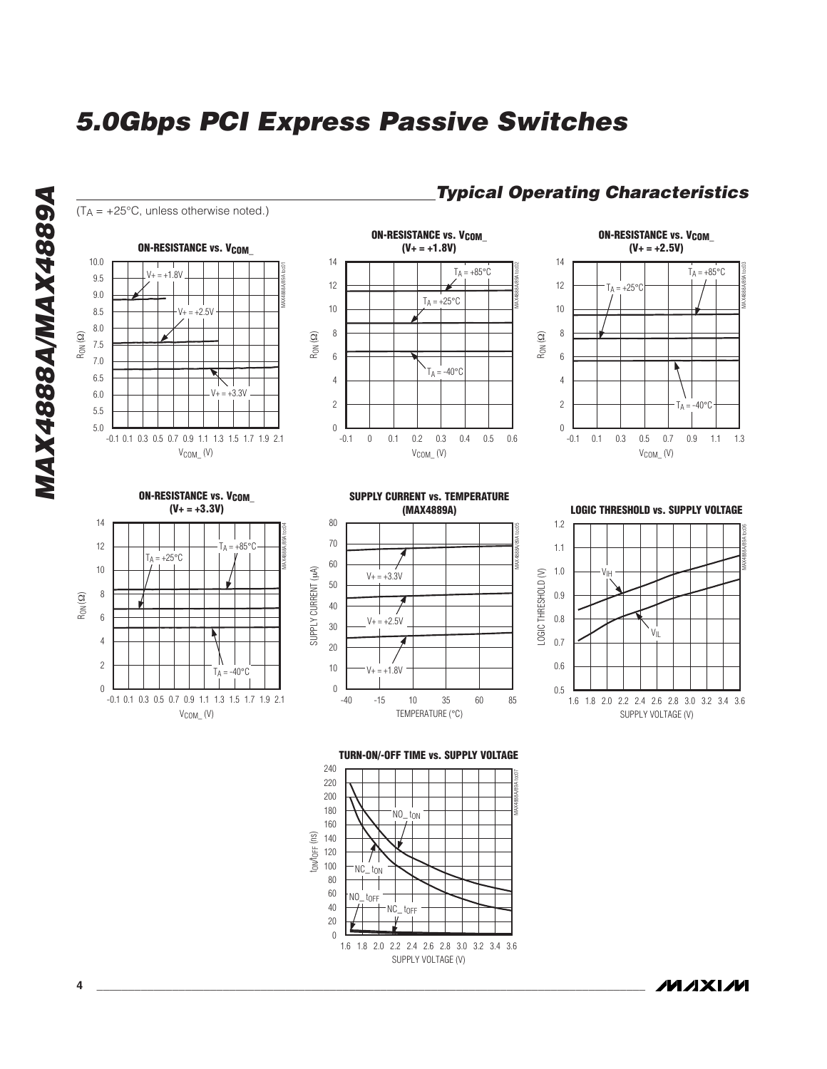## Typical Operating Characteristics

($T_A$ = +25°C, unless otherwise noted.)

**ON-RESISTANCE vs. $V_{COM\_}$**

**ON-RESISTANCE vs. $V_{COM\_}$ (V+ = +1.8V)**

**ON-RESISTANCE vs. $V_{COM\_}$ (V+ = +2.5V)**

**ON-RESISTANCE vs. $V_{COM\_}$ (V+ = +3.3V)**

**SUPPLY CURRENT vs. TEMPERATURE (MAX4889A)**

**LOGIC THRESHOLD vs. SUPPLY VOLTAGE**

**TURN-ON/-OFF TIME vs. SUPPLY VOLTAGE**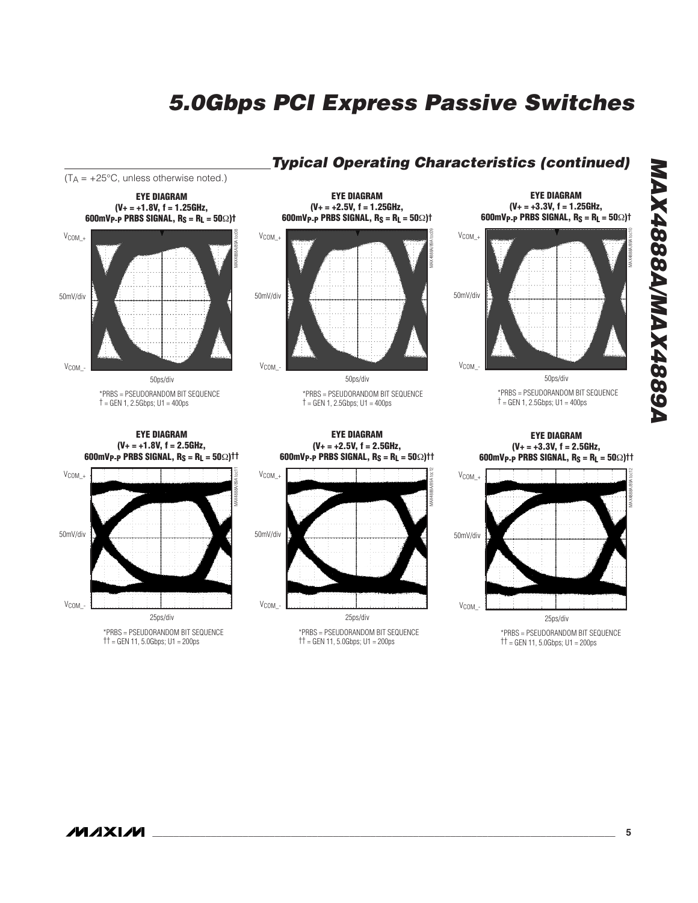## Typical Operating Characteristics (continued)

($T_A$ = +25°C, unless otherwise noted.)

**EYE DIAGRAM**
**(V+ = +1.8V, f = 1.25GHz, 600mV$_{P-P}$ PRBS SIGNAL, $R_S$ = $R_L$ = 50Ω)†**

$V_{COM\_+}$

50mV/div

$V_{COM\_-}$

50ps/div

*PRBS = PSEUDORANDOM BIT SEQUENCE
† = GEN 1, 2.5Gbps; U1 = 400ps

**EYE DIAGRAM**
**(V+ = +2.5V, f = 1.25GHz, 600mV$_{P-P}$ PRBS SIGNAL, $R_S$ = $R_L$ = 50Ω)†**

$V_{COM\_+}$

50mV/div

$V_{COM\_-}$

50ps/div

*PRBS = PSEUDORANDOM BIT SEQUENCE
† = GEN 1, 2.5Gbps; U1 = 400ps

**EYE DIAGRAM**
**(V+ = +3.3V, f = 1.25GHz, 600mV$_{P-P}$ PRBS SIGNAL, $R_S$ = $R_L$ = 50Ω)†**

$V_{COM\_+}$

50mV/div

$V_{COM\_-}$

50ps/div

*PRBS = PSEUDORANDOM BIT SEQUENCE
† = GEN 1, 2.5Gbps; U1 = 400ps

**EYE DIAGRAM**
**(V+ = +1.8V, f = 2.5GHz, 600mV$_{P-P}$ PRBS SIGNAL, $R_S$ = $R_L$ = 50Ω)††**

$V_{COM\_+}$

50mV/div

$V_{COM\_-}$

25ps/div

*PRBS = PSEUDORANDOM BIT SEQUENCE
†† = GEN 11, 5.0Gbps; U1 = 200ps

**EYE DIAGRAM**
**(V+ = +2.5V, f = 2.5GHz, 600mV$_{P-P}$ PRBS SIGNAL, $R_S$ = $R_L$ = 50Ω)††**

$V_{COM\_+}$

50mV/div

$V_{COM\_-}$

25ps/div

*PRBS = PSEUDORANDOM BIT SEQUENCE
†† = GEN 11, 5.0Gbps; U1 = 200ps

**EYE DIAGRAM**
**(V+ = +3.3V, f = 2.5GHz, 600mV$_{P-P}$ PRBS SIGNAL, $R_S$ = $R_L$ = 50Ω)††**

$V_{COM\_+}$

50mV/div

$V_{COM\_-}$

25ps/div

*PRBS = PSEUDORANDOM BIT SEQUENCE
†† = GEN 11, 5.0Gbps; U1 = 200ps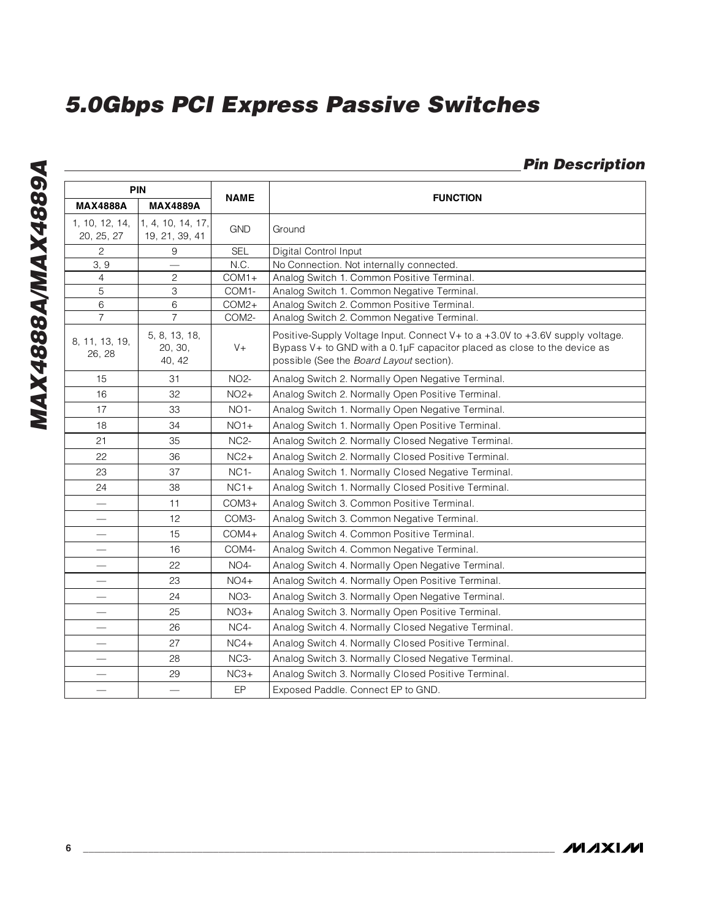## Pin Description

| PIN | | NAME | FUNCTION |
|---|---|---|---|
| MAX4888A | MAX4889A | | |
| 1, 10, 12, 14, 20, 25, 27 | 1, 4, 10, 14, 17, 19, 21, 39, 41 | GND | Ground |
| 2 | 9 | SEL | Digital Control Input |
| 3, 9 | — | N.C. | No Connection. Not internally connected. |
| 4 | 2 | COM1+ | Analog Switch 1. Common Positive Terminal. |
| 5 | 3 | COM1- | Analog Switch 1. Common Negative Terminal. |
| 6 | 6 | COM2+ | Analog Switch 2. Common Positive Terminal. |
| 7 | 7 | COM2- | Analog Switch 2. Common Negative Terminal. |
| 8, 11, 13, 19, 26, 28 | 5, 8, 13, 18, 20, 30, 40, 42 | V+ | Positive-Supply Voltage Input. Connect V+ to a +3.0V to +3.6V supply voltage. Bypass V+ to GND with a 0.1µF capacitor placed as close to the device as possible (See the *Board Layout* section). |
| 15 | 31 | NO2- | Analog Switch 2. Normally Open Negative Terminal. |
| 16 | 32 | NO2+ | Analog Switch 2. Normally Open Positive Terminal. |
| 17 | 33 | NO1- | Analog Switch 1. Normally Open Negative Terminal. |
| 18 | 34 | NO1+ | Analog Switch 1. Normally Open Positive Terminal. |
| 21 | 35 | NC2- | Analog Switch 2. Normally Closed Negative Terminal. |
| 22 | 36 | NC2+ | Analog Switch 2. Normally Closed Positive Terminal. |
| 23 | 37 | NC1- | Analog Switch 1. Normally Closed Negative Terminal. |
| 24 | 38 | NC1+ | Analog Switch 1. Normally Closed Positive Terminal. |
| — | 11 | COM3+ | Analog Switch 3. Common Positive Terminal. |
| — | 12 | COM3- | Analog Switch 3. Common Negative Terminal. |
| — | 15 | COM4+ | Analog Switch 4. Common Positive Terminal. |
| — | 16 | COM4- | Analog Switch 4. Common Negative Terminal. |
| — | 22 | NO4- | Analog Switch 4. Normally Open Negative Terminal. |
| — | 23 | NO4+ | Analog Switch 4. Normally Open Positive Terminal. |
| — | 24 | NO3- | Analog Switch 3. Normally Open Negative Terminal. |
| — | 25 | NO3+ | Analog Switch 3. Normally Open Positive Terminal. |
| — | 26 | NC4- | Analog Switch 4. Normally Closed Negative Terminal. |
| — | 27 | NC4+ | Analog Switch 4. Normally Closed Positive Terminal. |
| — | 28 | NC3- | Analog Switch 3. Normally Closed Negative Terminal. |
| — | 29 | NC3+ | Analog Switch 3. Normally Closed Positive Terminal. |
| — | — | EP | Exposed Paddle. Connect EP to GND. |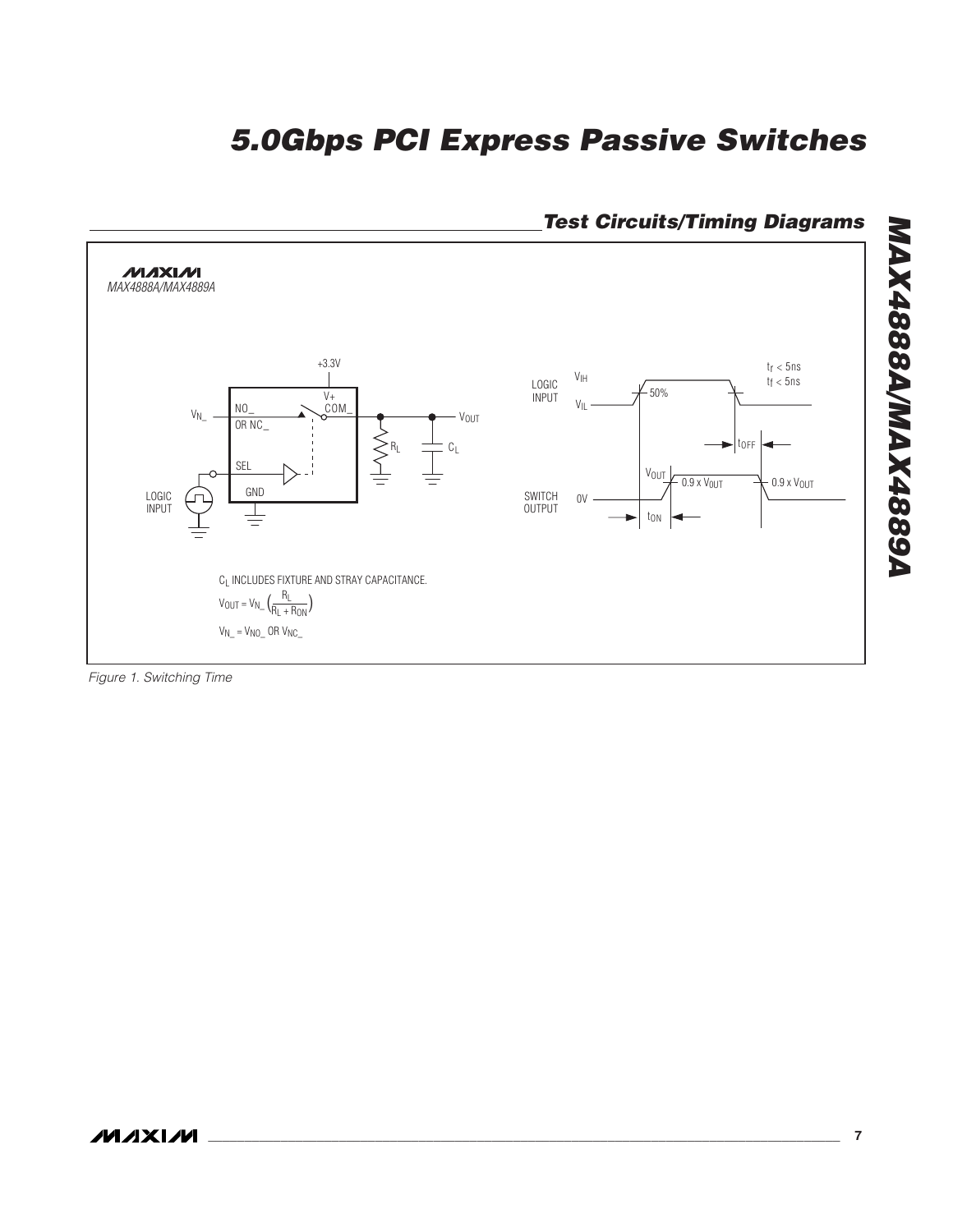## Test Circuits/Timing Diagrams

MAX4888A/MAX4889A

+3.3V

$V_{N\_}$ NO_ OR NC_ V+ COM_ $V_{OUT}$ $R_L$ $C_L$ SEL GND

LOGIC INPUT

LOGIC INPUT $V_{IH}$ $V_{IL}$ 50% $t_r < 5ns$ $t_f < 5ns$ $t_{OFF}$

SWITCH OUTPUT 0V $V_{OUT}$ $0.9 \times V_{OUT}$ $0.9 \times V_{OUT}$ $t_{ON}$

$C_L$ INCLUDES FIXTURE AND STRAY CAPACITANCE.

$$V_{OUT} = V_{N\_}\left(\frac{R_L}{R_L + R_{ON}}\right)$$

$V_{N\_} = V_{NO\_}$ OR $V_{NC\_}$

*Figure 1. Switching Time*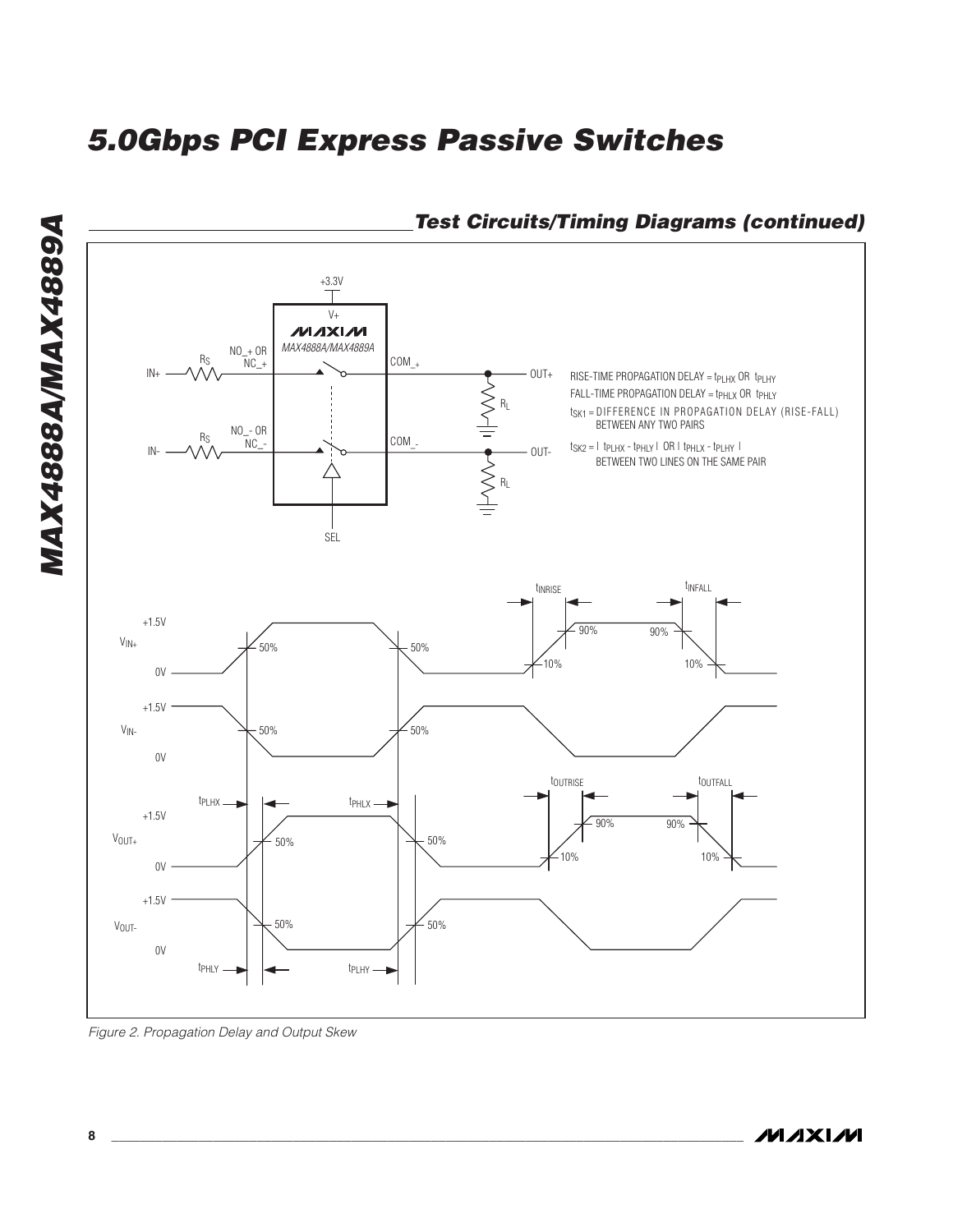## Test Circuits/Timing Diagrams (continued)

RISE-TIME PROPAGATION DELAY = $t_{PLHX}$ OR $t_{PLHY}$

FALL-TIME PROPAGATION DELAY = $t_{PHLX}$ OR $t_{PHLY}$

$t_{SK1}$ = DIFFERENCE IN PROPAGATION DELAY (RISE-FALL) BETWEEN ANY TWO PAIRS

$t_{SK2}$ = $| t_{PLHX} - t_{PHLY} |$ OR $| t_{PHLX} - t_{PLHY} |$ BETWEEN TWO LINES ON THE SAME PAIR

*Figure 2. Propagation Delay and Output Skew*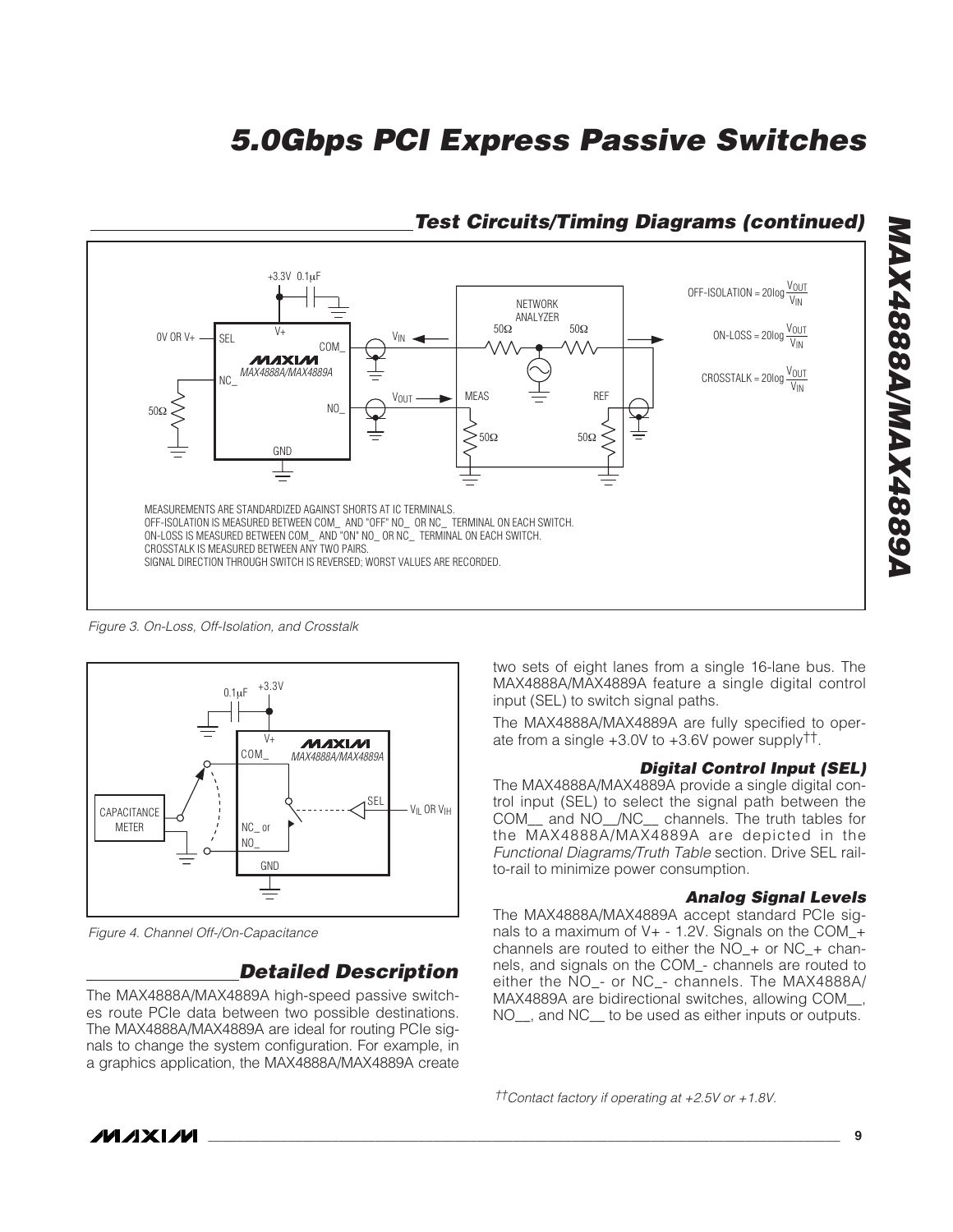## Test Circuits/Timing Diagrams (continued)

MEASUREMENTS ARE STANDARDIZED AGAINST SHORTS AT IC TERMINALS.
OFF-ISOLATION IS MEASURED BETWEEN COM_ AND "OFF" NO_ OR NC_ TERMINAL ON EACH SWITCH.
ON-LOSS IS MEASURED BETWEEN COM_ AND "ON" NO_ OR NC_ TERMINAL ON EACH SWITCH.
CROSSTALK IS MEASURED BETWEEN ANY TWO PAIRS.
SIGNAL DIRECTION THROUGH SWITCH IS REVERSED; WORST VALUES ARE RECORDED.

$$\text{OFF-ISOLATION} = 20\log\frac{V_{OUT}}{V_{IN}}$$

$$\text{ON-LOSS} = 20\log\frac{V_{OUT}}{V_{IN}}$$

$$\text{CROSSTALK} = 20\log\frac{V_{OUT}}{V_{IN}}$$

*Figure 3. On-Loss, Off-Isolation, and Crosstalk*

*Figure 4. Channel Off-/On-Capacitance*

## Detailed Description

The MAX4888A/MAX4889A high-speed passive switches route PCIe data between two possible destinations. The MAX4888A/MAX4889A are ideal for routing PCIe signals to change the system configuration. For example, in a graphics application, the MAX4888A/MAX4889A create two sets of eight lanes from a single 16-lane bus. The MAX4888A/MAX4889A feature a single digital control input (SEL) to switch signal paths.

The MAX4888A/MAX4889A are fully specified to operate from a single +3.0V to +3.6V power supply††.

### Digital Control Input (SEL)

The MAX4888A/MAX4889A provide a single digital control input (SEL) to select the signal path between the COM__ and NO__/NC__ channels. The truth tables for the MAX4888A/MAX4889A are depicted in the *Functional Diagrams/Truth Table* section. Drive SEL rail-to-rail to minimize power consumption.

### Analog Signal Levels

The MAX4888A/MAX4889A accept standard PCIe signals to a maximum of V+ - 1.2V. Signals on the COM_+ channels are routed to either the NO_+ or NC_+ channels, and signals on the COM_- channels are routed to either the NO_- or NC_- channels. The MAX4888A/MAX4889A are bidirectional switches, allowing COM__, NO__, and NC__ to be used as either inputs or outputs.

*††Contact factory if operating at +2.5V or +1.8V.*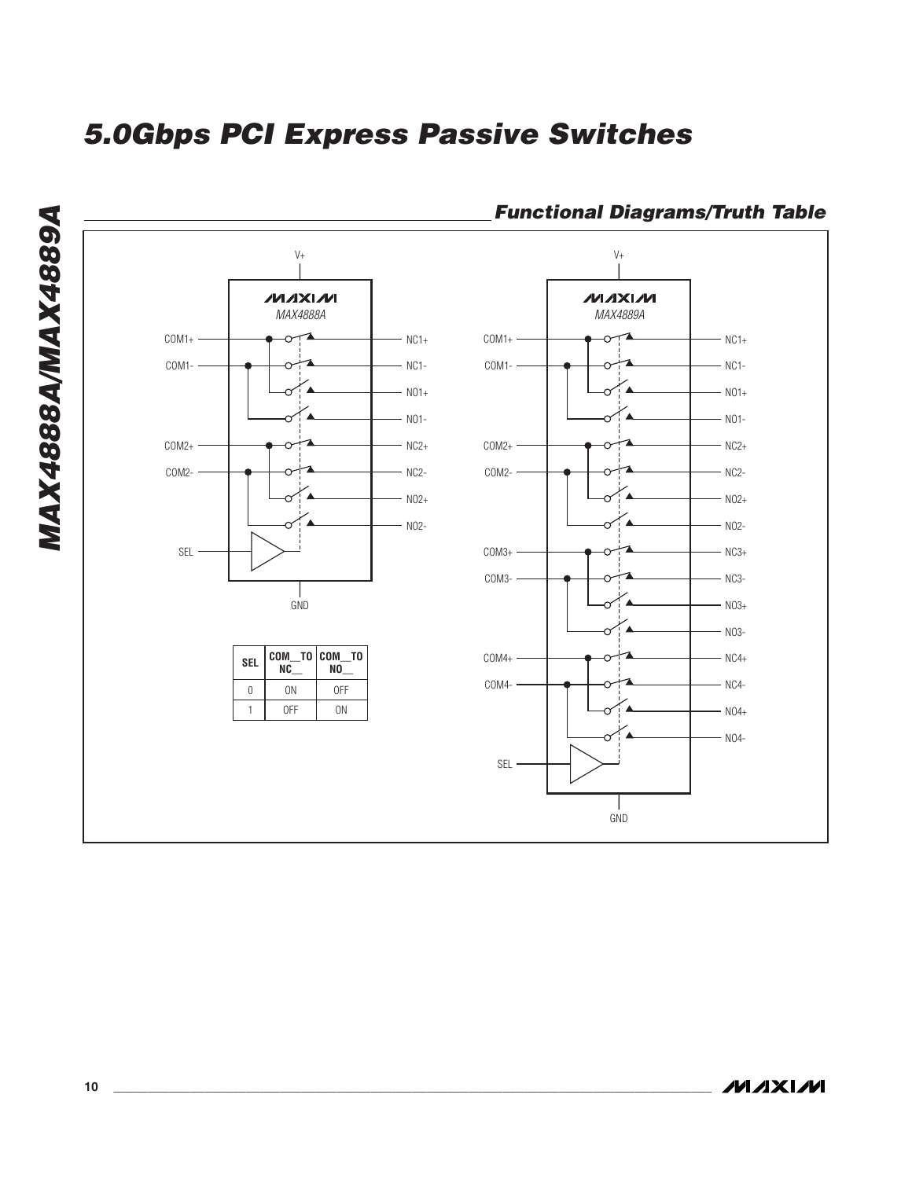## Functional Diagrams/Truth Table

| SEL | COM__TO NC__ | COM__TO NO__ |
|---|---|---|
| 0 | ON | OFF |
| 1 | OFF | ON |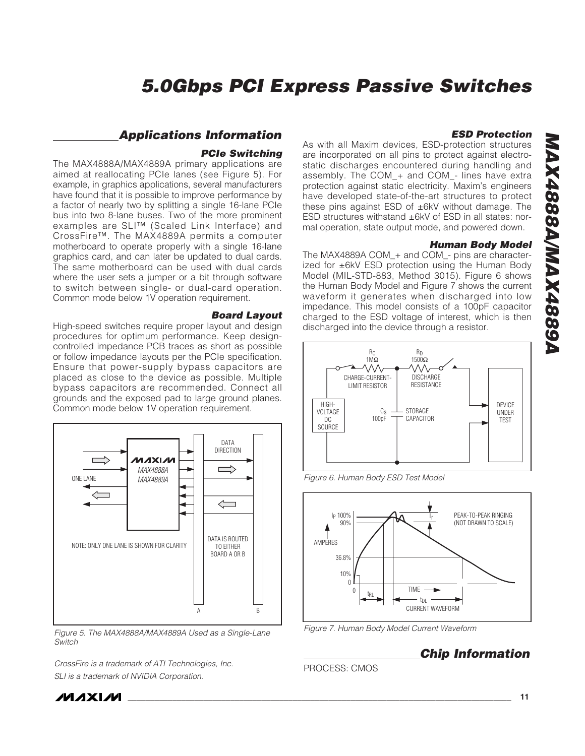## Applications Information

### PCIe Switching

The MAX4888A/MAX4889A primary applications are aimed at reallocating PCIe lanes (see Figure 5). For example, in graphics applications, several manufacturers have found that it is possible to improve performance by a factor of nearly two by splitting a single 16-lane PCIe bus into two 8-lane buses. Two of the more prominent examples are SLI™ (Scaled Link Interface) and CrossFire™. The MAX4889A permits a computer motherboard to operate properly with a single 16-lane graphics card, and can later be updated to dual cards. The same motherboard can be used with dual cards where the user sets a jumper or a bit through software to switch between single- or dual-card operation. Common mode below 1V operation requirement.

### Board Layout

High-speed switches require proper layout and design procedures for optimum performance. Keep design-controlled impedance PCB traces as short as possible or follow impedance layouts per the PCIe specification. Ensure that power-supply bypass capacitors are placed as close to the device as possible. Multiple bypass capacitors are recommended. Connect all grounds and the exposed pad to large ground planes. Common mode below 1V operation requirement.

*Figure 5. The MAX4888A/MAX4889A Used as a Single-Lane Switch*

*CrossFire is a trademark of ATI Technologies, Inc.*
*SLI is a trademark of NVIDIA Corporation.*

### ESD Protection

As with all Maxim devices, ESD-protection structures are incorporated on all pins to protect against electrostatic discharges encountered during handling and assembly. The COM_+ and COM_- lines have extra protection against static electricity. Maxim's engineers have developed state-of-the-art structures to protect these pins against ESD of ±6kV without damage. The ESD structures withstand ±6kV of ESD in all states: normal operation, state output mode, and powered down.

### Human Body Model

The MAX4889A COM_+ and COM_- pins are characterized for ±6kV ESD protection using the Human Body Model (MIL-STD-883, Method 3015). Figure 6 shows the Human Body Model and Figure 7 shows the current waveform it generates when discharged into low impedance. This model consists of a 100pF capacitor charged to the ESD voltage of interest, which is then discharged into the device through a resistor.

*Figure 6. Human Body ESD Test Model*

*Figure 7. Human Body Model Current Waveform*

## Chip Information

PROCESS: CMOS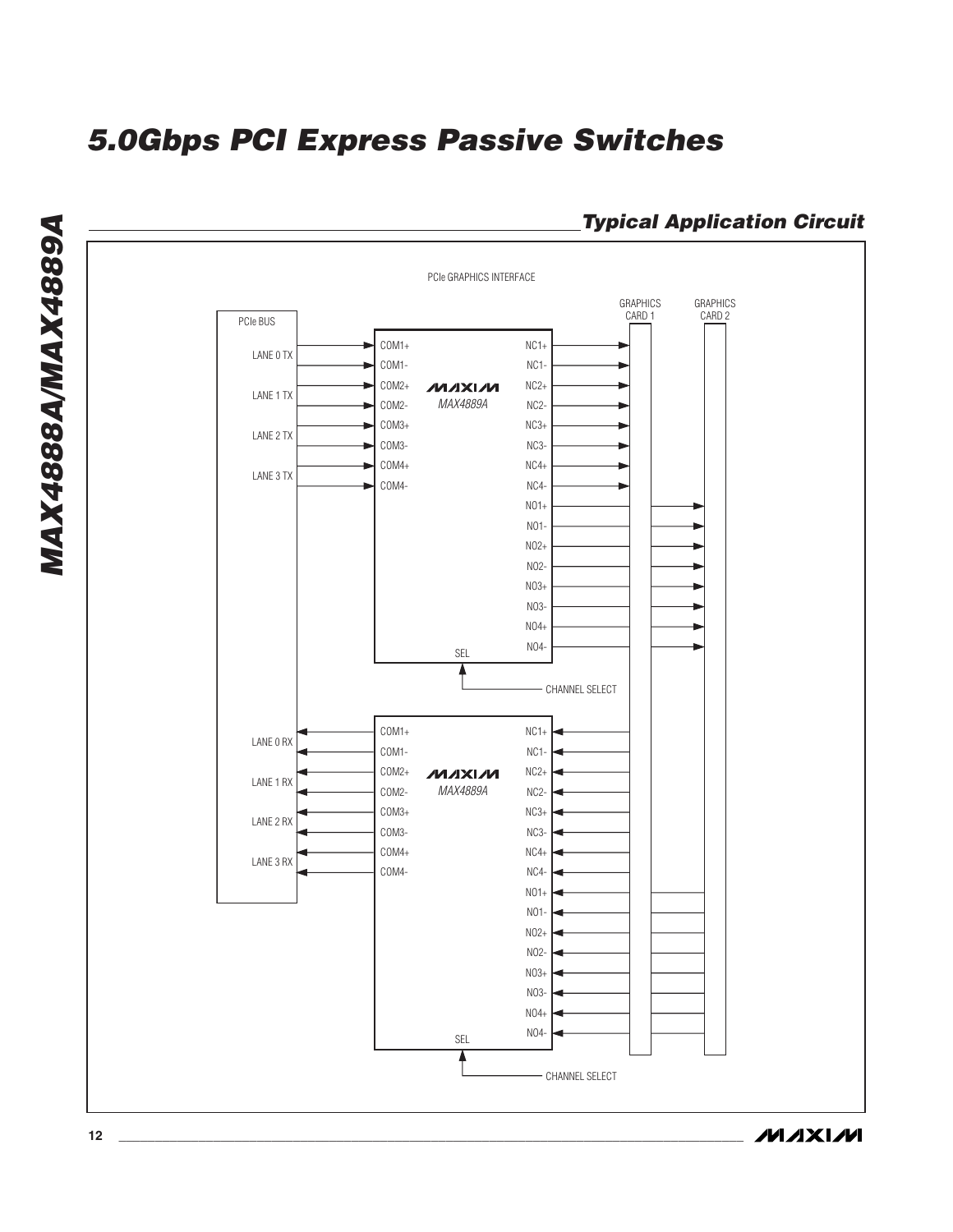## Typical Application Circuit

PCIe GRAPHICS INTERFACE

PCIe BUS

LANE 0 TX
LANE 1 TX
LANE 2 TX
LANE 3 TX

COM1+
COM1-
COM2+
COM2-
COM3+
COM3-
COM4+
COM4-

MAXIM
MAX4889A

NC1+
NC1-
NC2+
NC2-
NC3+
NC3-
NC4+
NC4-
NO1+
NO1-
NO2+
NO2-
NO3+
NO3-
NO4+
NO4-

SEL

CHANNEL SELECT

GRAPHICS CARD 1

GRAPHICS CARD 2

LANE 0 RX
LANE 1 RX
LANE 2 RX
LANE 3 RX

COM1+
COM1-
COM2+
COM2-
COM3+
COM3-
COM4+
COM4-

MAXIM
MAX4889A

NC1+
NC1-
NC2+
NC2-
NC3+
NC3-
NC4+
NC4-
NO1+
NO1-
NO2+
NO2-
NO3+
NO3-
NO4+
NO4-

SEL

CHANNEL SELECT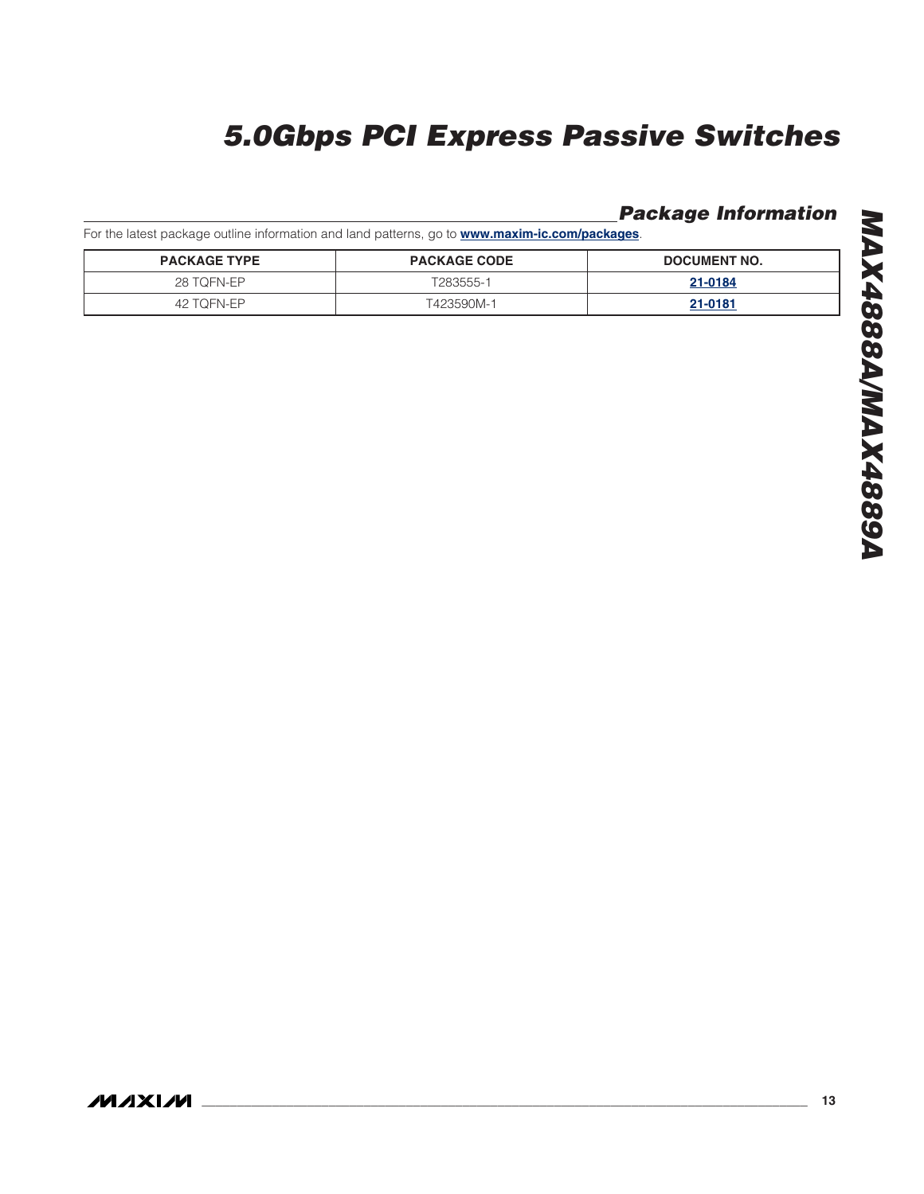## Package Information

For the latest package outline information and land patterns, go to **www.maxim-ic.com/packages**.

| PACKAGE TYPE | PACKAGE CODE | DOCUMENT NO. |
|---|---|---|
| 28 TQFN-EP | T283555-1 | **21-0184** |
| 42 TQFN-EP | T423590M-1 | **21-0181** |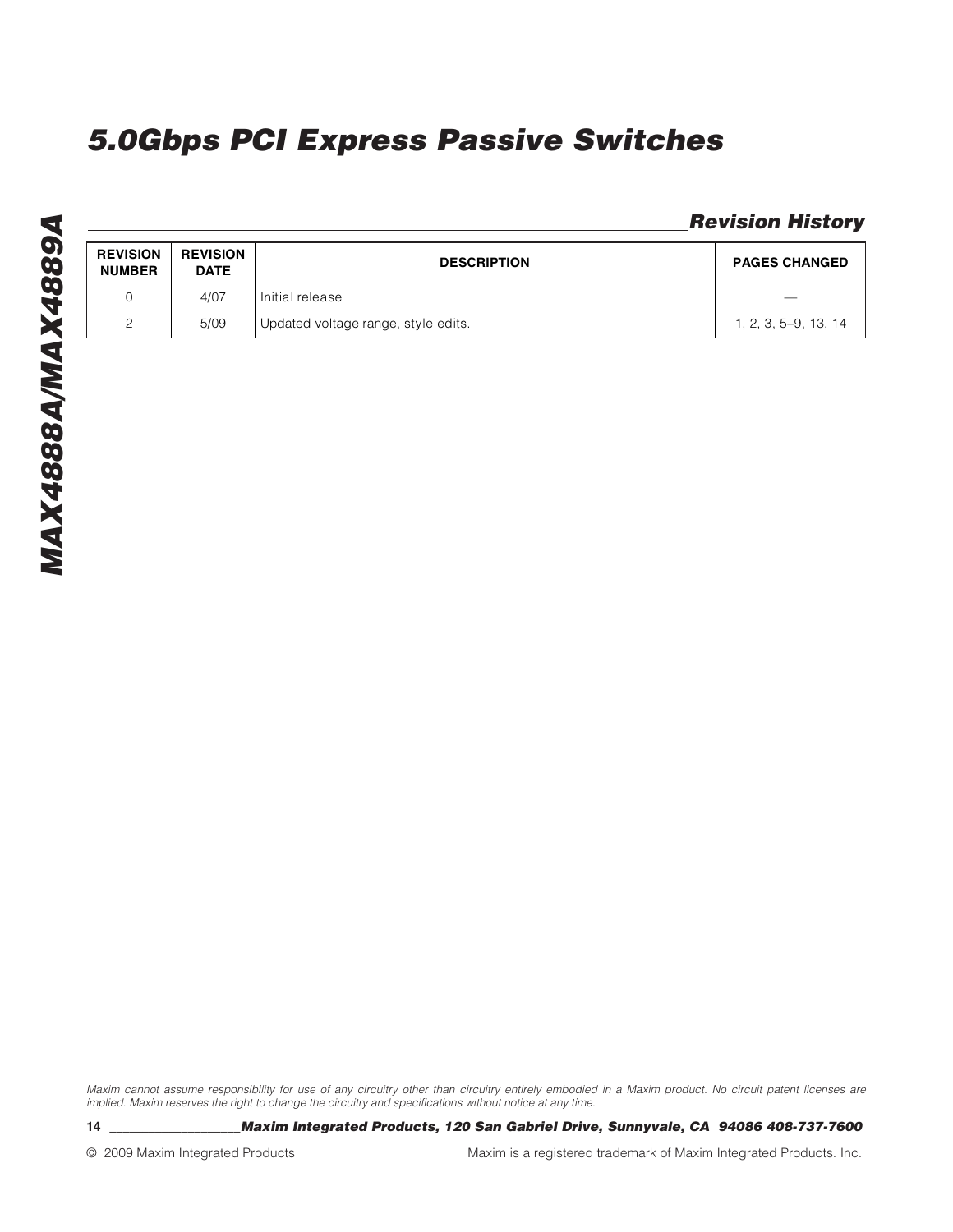## Revision History

| REVISION NUMBER | REVISION DATE | DESCRIPTION | PAGES CHANGED |
|---|---|---|---|
| 0 | 4/07 | Initial release | — |
| 2 | 5/09 | Updated voltage range, style edits. | 1, 2, 3, 5–9, 13, 14 |

*Maxim cannot assume responsibility for use of any circuitry other than circuitry entirely embodied in a Maxim product. No circuit patent licenses are implied. Maxim reserves the right to change the circuitry and specifications without notice at any time.*

***Maxim Integrated Products, 120 San Gabriel Drive, Sunnyvale, CA 94086 408-737-7600***

© 2009 Maxim Integrated Products

Maxim is a registered trademark of Maxim Integrated Products. Inc.